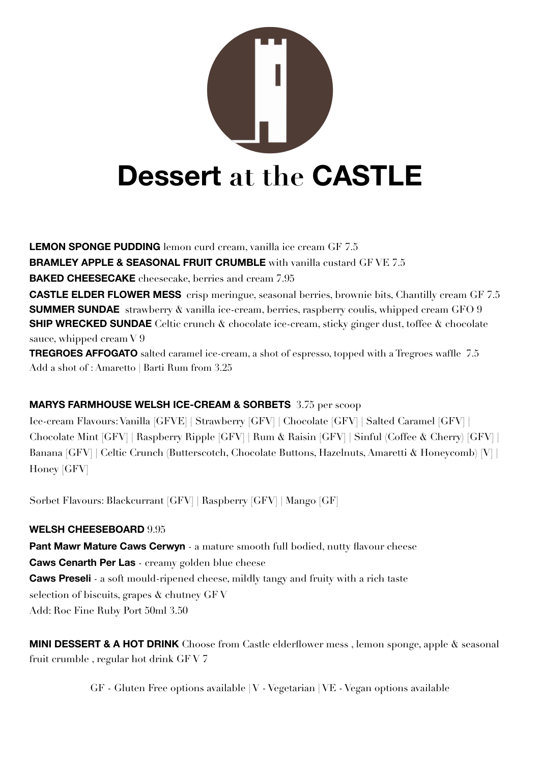# **Dessert** at the **CASTLE**

**LEMON SPONGE PUDDING** lemon curd cream, vanilla ice cream GF 7.5

**BRAMLEY APPLE & SEASONAL FRUIT CRUMBLE** with vanilla custard GF VE 7.5

**BAKED CHEESECAKE** cheesecake, berries and cream 7.95

**CASTLE ELDER FLOWER MESS** crisp meringue, seasonal berries, brownie bits, Chantilly cream GF 7.5

**SUMMER SUNDAE** strawberry & vanilla ice-cream, berries, raspberry coulis, whipped cream GFO 9

**SHIP WRECKED SUNDAE** Celtic crunch & chocolate ice-cream, sticky ginger dust, toffee & chocolate sauce, whipped cream V 9

**TREGROES AFFOGATO** salted caramel ice-cream, a shot of espresso, topped with a Tregroes waffle 7.5
Add a shot of : Amaretto | Barti Rum from 3.25

**MARYS FARMHOUSE WELSH ICE-CREAM & SORBETS** 3.75 per scoop

Ice-cream Flavours: Vanilla [GFVE] | Strawberry [GFV] | Chocolate [GFV] | Salted Caramel [GFV] | Chocolate Mint [GFV] | Raspberry Ripple [GFV] | Rum & Raisin [GFV] | Sinful (Coffee & Cherry) [GFV] | Banana [GFV] | Celtic Crunch (Butterscotch, Chocolate Buttons, Hazelnuts, Amaretti & Honeycomb) [V] | Honey [GFV]

Sorbet Flavours: Blackcurrant [GFV] | Raspberry [GFV] | Mango [GF]

**WELSH CHEESEBOARD** 9.95

**Pant Mawr Mature Caws Cerwyn** - a mature smooth full bodied, nutty flavour cheese

**Caws Cenarth Per Las** - creamy golden blue cheese

**Caws Preseli** - a soft mould-ripened cheese, mildly tangy and fruity with a rich taste

selection of biscuits, grapes & chutney GF V

Add: Roc Fine Ruby Port 50ml 3.50

**MINI DESSERT & A HOT DRINK** Choose from Castle elderflower mess , lemon sponge, apple & seasonal fruit crumble , regular hot drink GF V 7

GF - Gluten Free options available | V - Vegetarian | VE - Vegan options available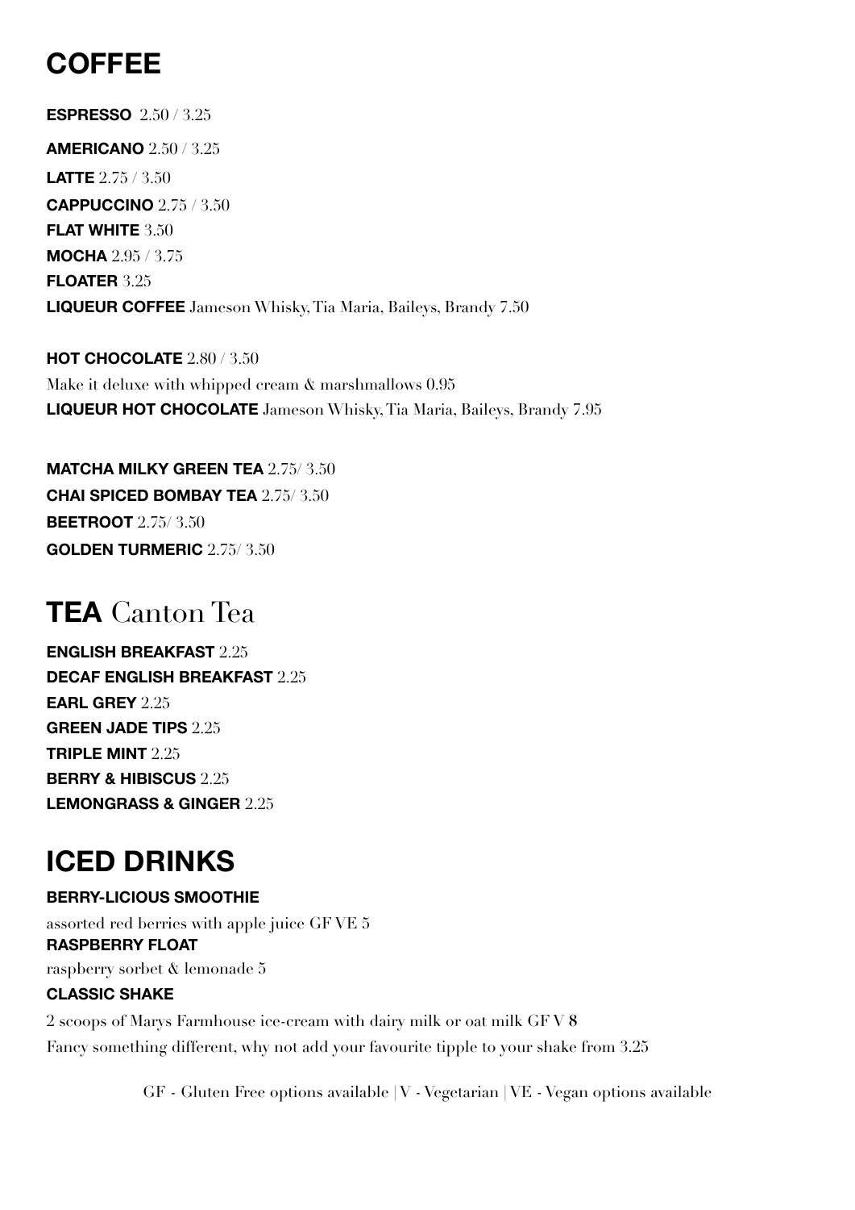# COFFEE

**ESPRESSO** 2.50 / 3.25

**AMERICANO** 2.50 / 3.25

**LATTE** 2.75 / 3.50

**CAPPUCCINO** 2.75 / 3.50

**FLAT WHITE** 3.50

**MOCHA** 2.95 / 3.75

**FLOATER** 3.25

**LIQUEUR COFFEE** Jameson Whisky, Tia Maria, Baileys, Brandy 7.50

**HOT CHOCOLATE** 2.80 / 3.50

Make it deluxe with whipped cream & marshmallows 0.95

**LIQUEUR HOT CHOCOLATE** Jameson Whisky, Tia Maria, Baileys, Brandy 7.95

**MATCHA MILKY GREEN TEA** 2.75/ 3.50

**CHAI SPICED BOMBAY TEA** 2.75/ 3.50

**BEETROOT** 2.75/ 3.50

**GOLDEN TURMERIC** 2.75/ 3.50

# TEA Canton Tea

**ENGLISH BREAKFAST** 2.25

**DECAF ENGLISH BREAKFAST** 2.25

**EARL GREY** 2.25

**GREEN JADE TIPS** 2.25

**TRIPLE MINT** 2.25

**BERRY & HIBISCUS** 2.25

**LEMONGRASS & GINGER** 2.25

# ICED DRINKS

**BERRY-LICIOUS SMOOTHIE**

assorted red berries with apple juice GF VE 5

**RASPBERRY FLOAT**

raspberry sorbet & lemonade 5

**CLASSIC SHAKE**

2 scoops of Marys Farmhouse ice-cream with dairy milk or oat milk GF V **8**

Fancy something different, why not add your favourite tipple to your shake from 3.25

GF - Gluten Free options available | V - Vegetarian | VE - Vegan options available